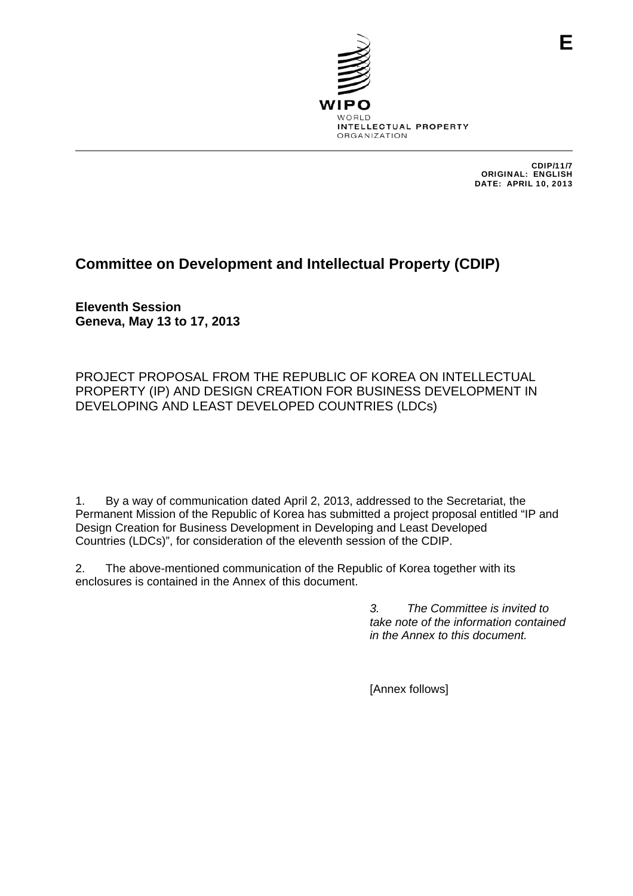E

WIPO
WORLD
INTELLECTUAL PROPERTY
ORGANIZATION

CDIP/11/7
ORIGINAL: ENGLISH
DATE: APRIL 10, 2013

# Committee on Development and Intellectual Property (CDIP)

**Eleventh Session**
**Geneva, May 13 to 17, 2013**

PROJECT PROPOSAL FROM THE REPUBLIC OF KOREA ON INTELLECTUAL PROPERTY (IP) AND DESIGN CREATION FOR BUSINESS DEVELOPMENT IN DEVELOPING AND LEAST DEVELOPED COUNTRIES (LDCs)

1. By a way of communication dated April 2, 2013, addressed to the Secretariat, the Permanent Mission of the Republic of Korea has submitted a project proposal entitled "IP and Design Creation for Business Development in Developing and Least Developed Countries (LDCs)", for consideration of the eleventh session of the CDIP.

2. The above-mentioned communication of the Republic of Korea together with its enclosures is contained in the Annex of this document.

*3. The Committee is invited to take note of the information contained in the Annex to this document.*

[Annex follows]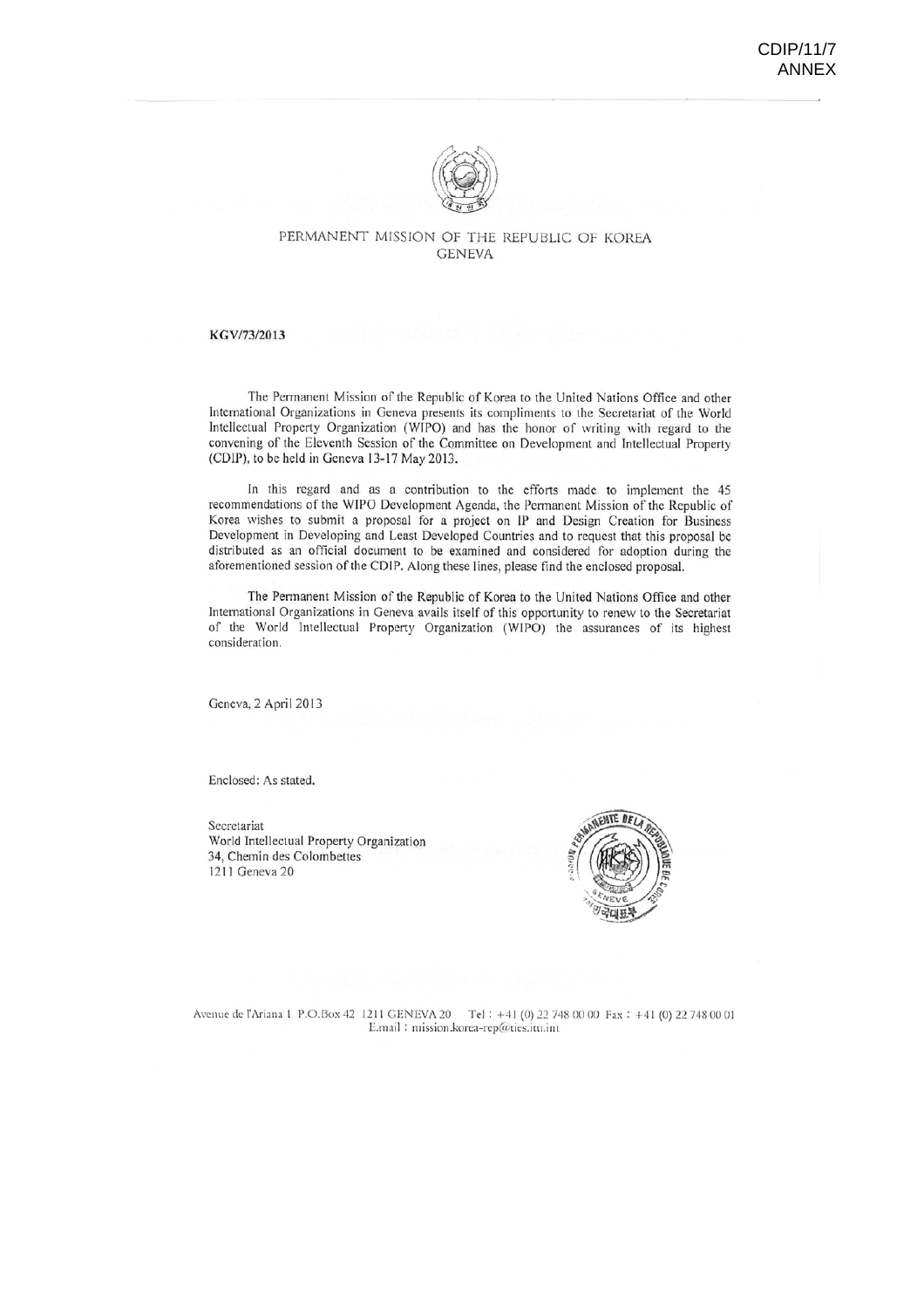CDIP/11/7
ANNEX

PERMANENT MISSION OF THE REPUBLIC OF KOREA
GENEVA

**KGV/73/2013**

The Permanent Mission of the Republic of Korea to the United Nations Office and other International Organizations in Geneva presents its compliments to the Secretariat of the World Intellectual Property Organization (WIPO) and has the honor of writing with regard to the convening of the Eleventh Session of the Committee on Development and Intellectual Property (CDIP), to be held in Geneva 13-17 May 2013.

In this regard and as a contribution to the efforts made to implement the 45 recommendations of the WIPO Development Agenda, the Permanent Mission of the Republic of Korea wishes to submit a proposal for a project on IP and Design Creation for Business Development in Developing and Least Developed Countries and to request that this proposal be distributed as an official document to be examined and considered for adoption during the aforementioned session of the CDIP. Along these lines, please find the enclosed proposal.

The Permanent Mission of the Republic of Korea to the United Nations Office and other International Organizations in Geneva avails itself of this opportunity to renew to the Secretariat of the World Intellectual Property Organization (WIPO) the assurances of its highest consideration.

Geneva, 2 April 2013

Enclosed: As stated.

Secretariat
World Intellectual Property Organization
34, Chemin des Colombettes
1211 Geneva 20

Avenue de l'Ariana 1 P.O.Box 42 1211 GENEVA 20 Tel : +41 (0) 22 748 00 00 Fax : +41 (0) 22 748 00 01
E.mail : mission.korea-rep@ties.itu.int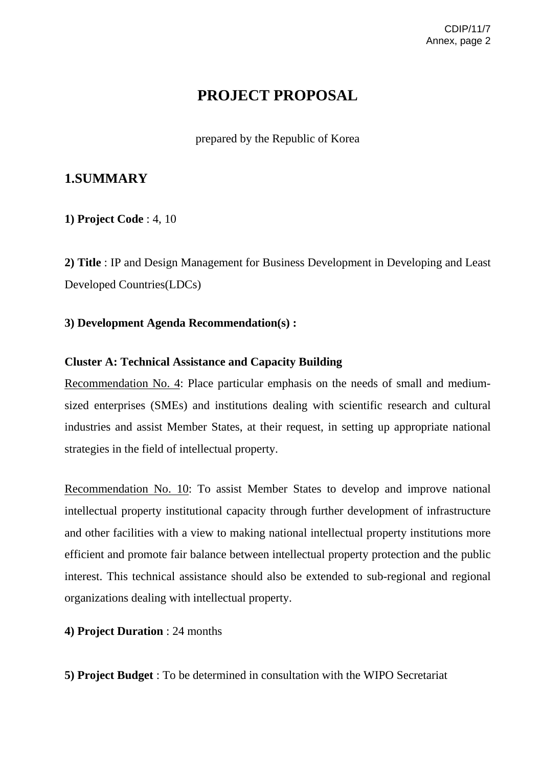# PROJECT PROPOSAL

prepared by the Republic of Korea

## 1.SUMMARY

**1) Project Code** : 4, 10

**2) Title** : IP and Design Management for Business Development in Developing and Least Developed Countries(LDCs)

**3) Development Agenda Recommendation(s) :**

**Cluster A: Technical Assistance and Capacity Building**

Recommendation No. 4: Place particular emphasis on the needs of small and medium-sized enterprises (SMEs) and institutions dealing with scientific research and cultural industries and assist Member States, at their request, in setting up appropriate national strategies in the field of intellectual property.

Recommendation No. 10: To assist Member States to develop and improve national intellectual property institutional capacity through further development of infrastructure and other facilities with a view to making national intellectual property institutions more efficient and promote fair balance between intellectual property protection and the public interest. This technical assistance should also be extended to sub-regional and regional organizations dealing with intellectual property.

**4) Project Duration** : 24 months

**5) Project Budget** : To be determined in consultation with the WIPO Secretariat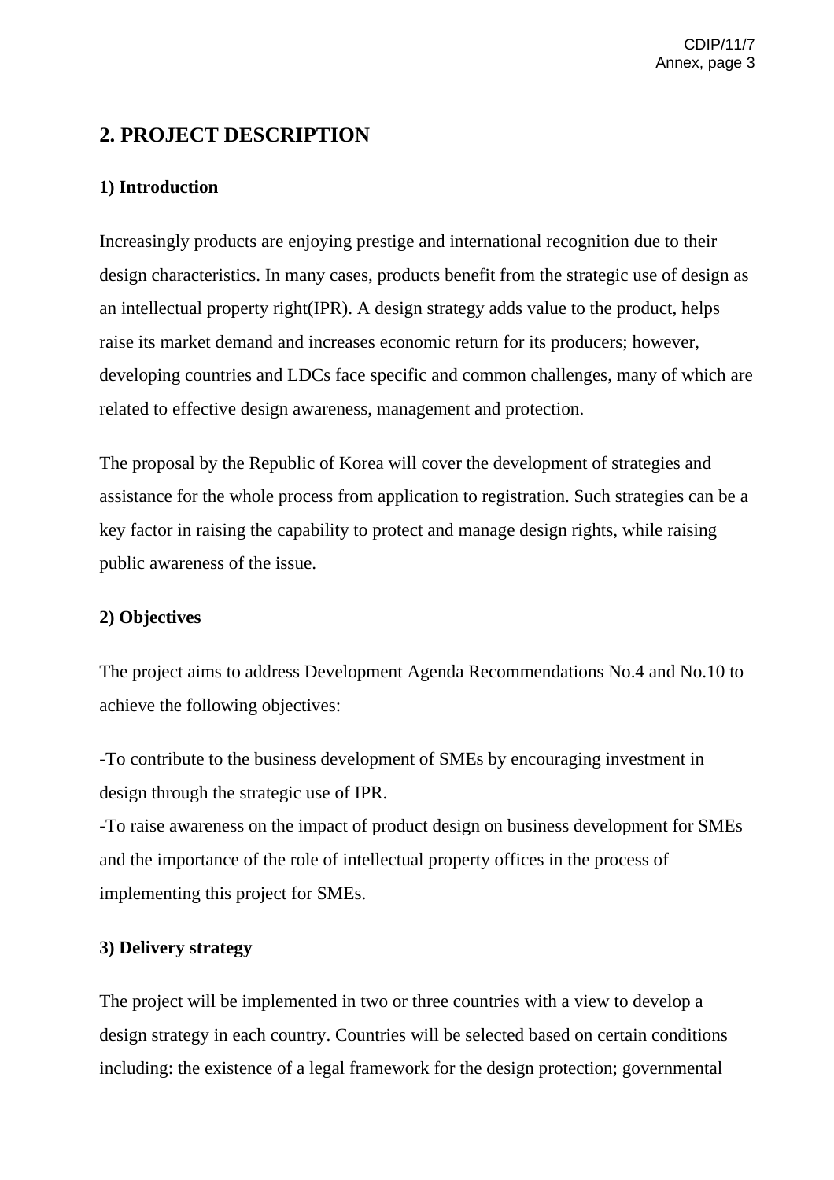## 2. PROJECT DESCRIPTION

### 1) Introduction

Increasingly products are enjoying prestige and international recognition due to their design characteristics. In many cases, products benefit from the strategic use of design as an intellectual property right(IPR). A design strategy adds value to the product, helps raise its market demand and increases economic return for its producers; however, developing countries and LDCs face specific and common challenges, many of which are related to effective design awareness, management and protection.

The proposal by the Republic of Korea will cover the development of strategies and assistance for the whole process from application to registration. Such strategies can be a key factor in raising the capability to protect and manage design rights, while raising public awareness of the issue.

### 2) Objectives

The project aims to address Development Agenda Recommendations No.4 and No.10 to achieve the following objectives:

-To contribute to the business development of SMEs by encouraging investment in design through the strategic use of IPR.
-To raise awareness on the impact of product design on business development for SMEs and the importance of the role of intellectual property offices in the process of implementing this project for SMEs.

### 3) Delivery strategy

The project will be implemented in two or three countries with a view to develop a design strategy in each country. Countries will be selected based on certain conditions including: the existence of a legal framework for the design protection; governmental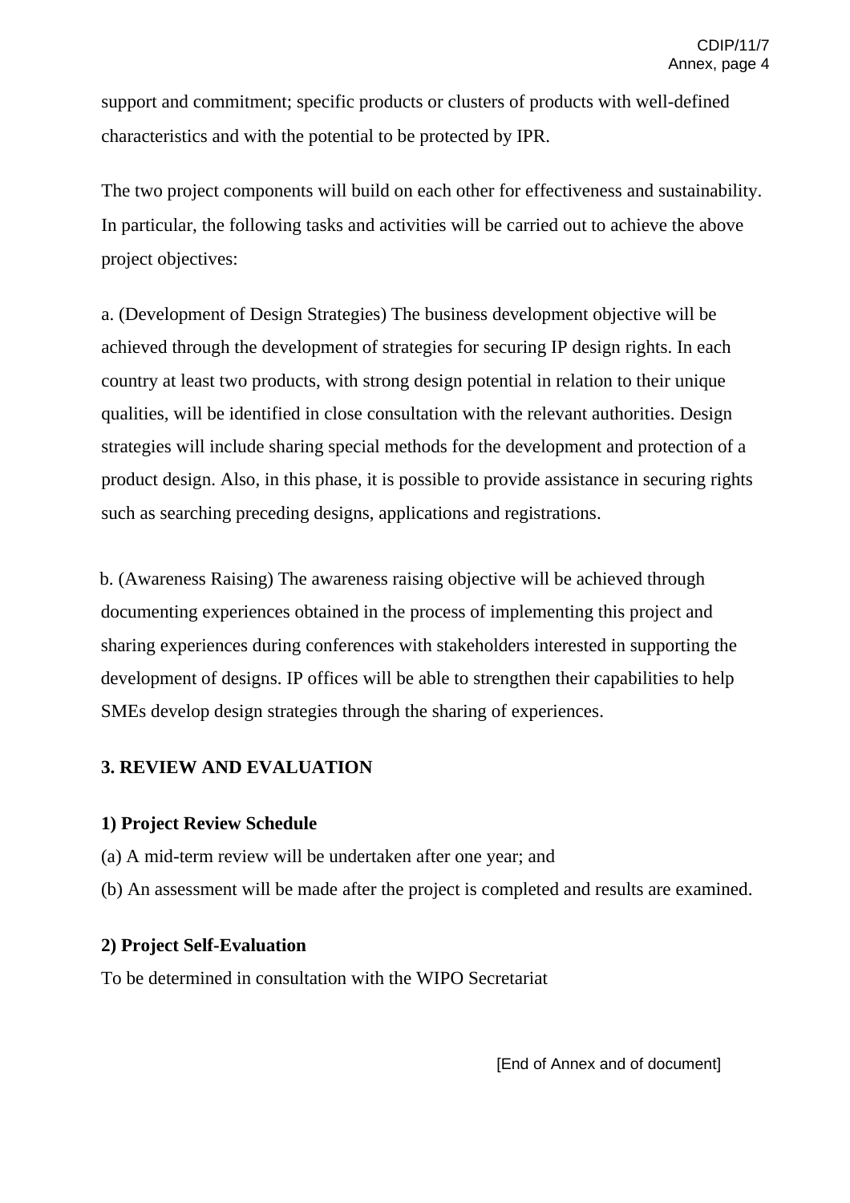support and commitment; specific products or clusters of products with well-defined characteristics and with the potential to be protected by IPR.

The two project components will build on each other for effectiveness and sustainability. In particular, the following tasks and activities will be carried out to achieve the above project objectives:

a. (Development of Design Strategies) The business development objective will be achieved through the development of strategies for securing IP design rights. In each country at least two products, with strong design potential in relation to their unique qualities, will be identified in close consultation with the relevant authorities. Design strategies will include sharing special methods for the development and protection of a product design. Also, in this phase, it is possible to provide assistance in securing rights such as searching preceding designs, applications and registrations.

b. (Awareness Raising) The awareness raising objective will be achieved through documenting experiences obtained in the process of implementing this project and sharing experiences during conferences with stakeholders interested in supporting the development of designs. IP offices will be able to strengthen their capabilities to help SMEs develop design strategies through the sharing of experiences.

## 3. REVIEW AND EVALUATION

### 1) Project Review Schedule

(a) A mid-term review will be undertaken after one year; and

(b) An assessment will be made after the project is completed and results are examined.

### 2) Project Self-Evaluation

To be determined in consultation with the WIPO Secretariat

[End of Annex and of document]